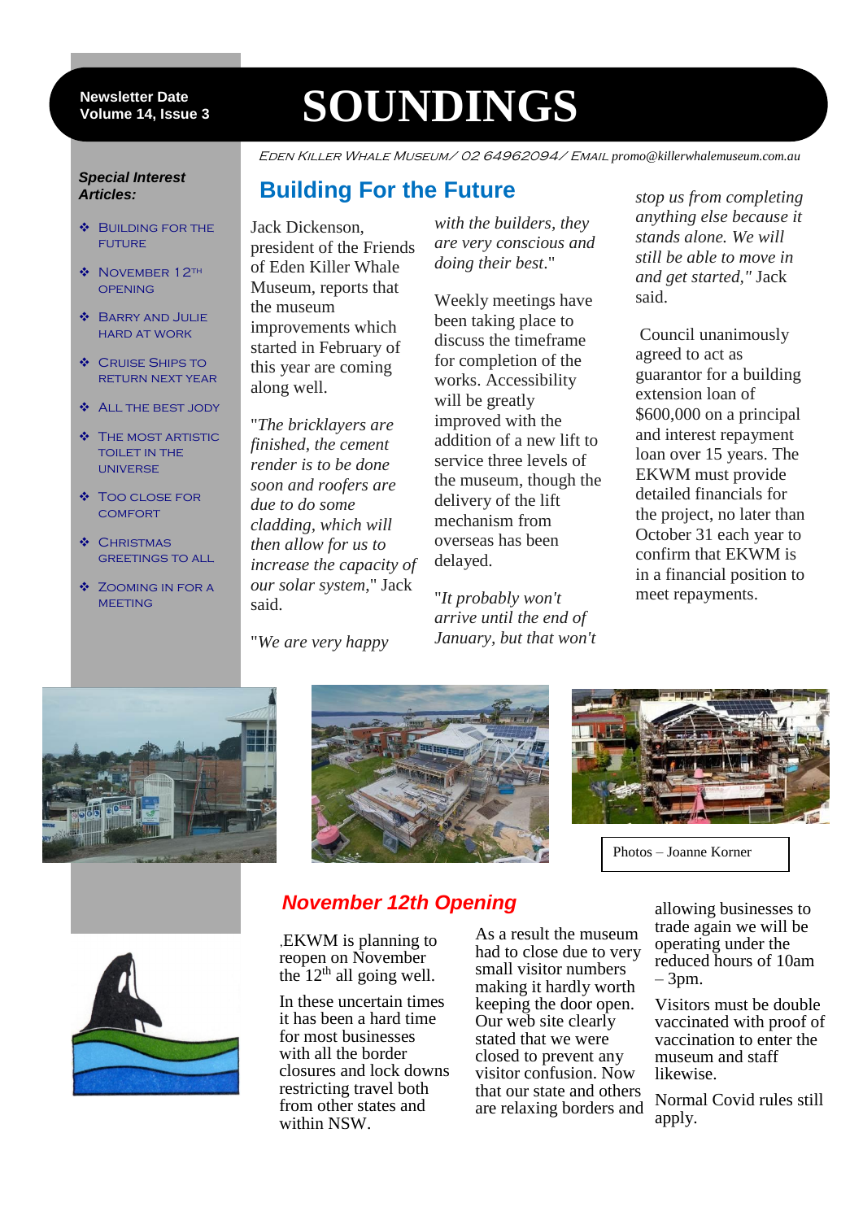Newsletter Date
Volume 14, Issue 3

# SOUNDINGS

EDEN KILLER WHALE MUSEUM / 02 64962094 / EMAIL promo@killerwhalemuseum.com.au

***Special Interest Articles:***

- Building for the Future
- November 12th Opening
- Barry and Julie hard at work
- Cruise Ships to return next year
- All the best Jody
- The most artistic toilet in the universe
- Too close for comfort
- Christmas greetings to all
- Zooming in for a meeting

## Building For the Future

Jack Dickenson, president of the Friends of Eden Killer Whale Museum, reports that the museum improvements which started in February of this year are coming along well.

"*The bricklayers are finished, the cement render is to be done soon and roofers are due to do some cladding, which will then allow for us to increase the capacity of our solar system*," Jack said.

"*We are very happy with the builders, they are very conscious and doing their best*."

Weekly meetings have been taking place to discuss the timeframe for completion of the works. Accessibility will be greatly improved with the addition of a new lift to service three levels of the museum, though the delivery of the lift mechanism from overseas has been delayed.

"*It probably won't arrive until the end of January, but that won't stop us from completing anything else because it stands alone. We will still be able to move in and get started,"* Jack said.

Council unanimously agreed to act as guarantor for a building extension loan of $600,000 on a principal and interest repayment loan over 15 years. The EKWM must provide detailed financials for the project, no later than October 31 each year to confirm that EKWM is in a financial position to meet repayments.

Photos – Joanne Korner

## November 12th Opening

EKWM is planning to reopen on November the 12th all going well.

In these uncertain times it has been a hard time for most businesses with all the border closures and lock downs restricting travel both from other states and within NSW.

As a result the museum had to close due to very small visitor numbers making it hardly worth keeping the door open. Our web site clearly stated that we were closed to prevent any visitor confusion. Now that our state and others are relaxing borders and allowing businesses to trade again we will be operating under the reduced hours of 10am – 3pm.

Visitors must be double vaccinated with proof of vaccination to enter the museum and staff likewise.

Normal Covid rules still apply.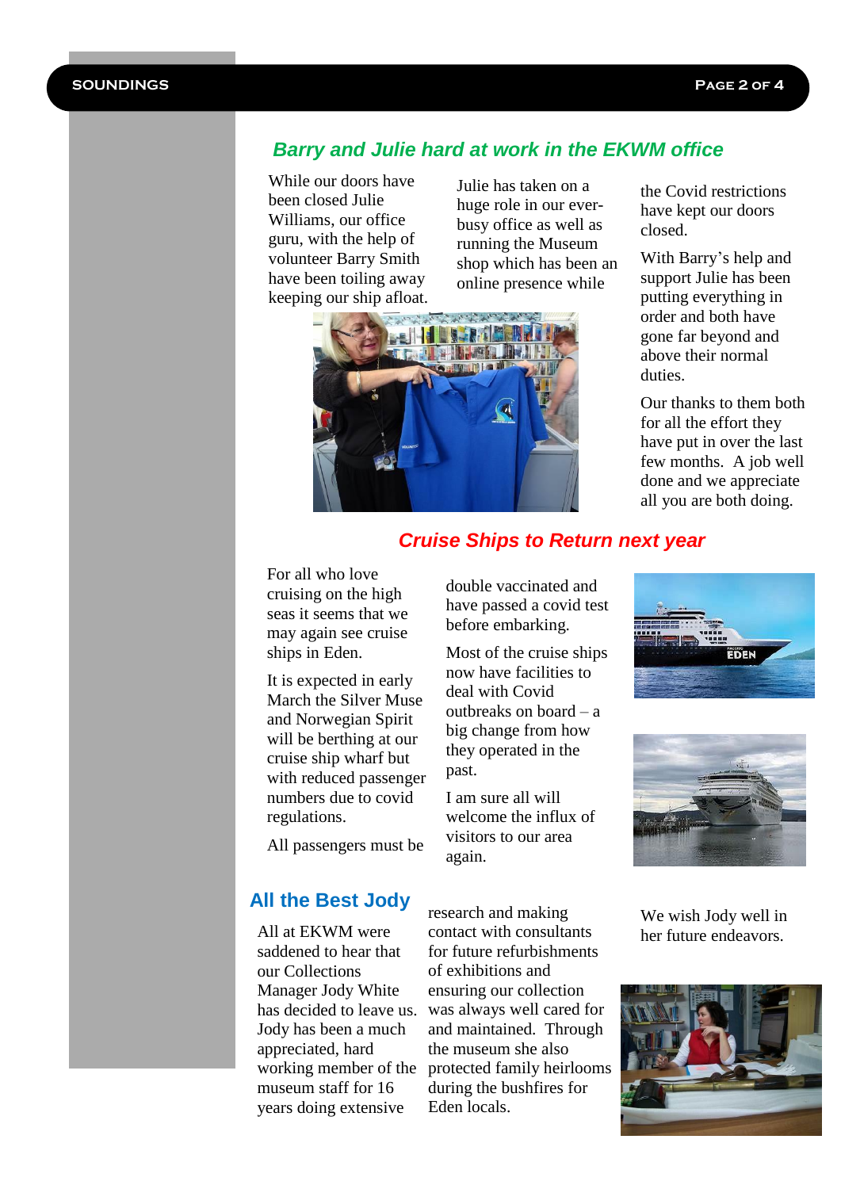## Barry and Julie hard at work in the EKWM office

While our doors have been closed Julie Williams, our office guru, with the help of volunteer Barry Smith have been toiling away keeping our ship afloat.

Julie has taken on a huge role in our ever-busy office as well as running the Museum shop which has been an online presence while the Covid restrictions have kept our doors closed.

With Barry's help and support Julie has been putting everything in order and both have gone far beyond and above their normal duties.

Our thanks to them both for all the effort they have put in over the last few months. A job well done and we appreciate all you are both doing.

## Cruise Ships to Return next year

For all who love cruising on the high seas it seems that we may again see cruise ships in Eden.

It is expected in early March the Silver Muse and Norwegian Spirit will be berthing at our cruise ship wharf but with reduced passenger numbers due to covid regulations.

All passengers must be double vaccinated and have passed a covid test before embarking.

Most of the cruise ships now have facilities to deal with Covid outbreaks on board – a big change from how they operated in the past.

I am sure all will welcome the influx of visitors to our area again.

## All the Best Jody

All at EKWM were saddened to hear that our Collections Manager Jody White has decided to leave us. Jody has been a much appreciated, hard working member of the museum staff for 16 years doing extensive research and making contact with consultants for future refurbishments of exhibitions and ensuring our collection was always well cared for and maintained. Through the museum she also protected family heirlooms during the bushfires for Eden locals.

We wish Jody well in her future endeavors.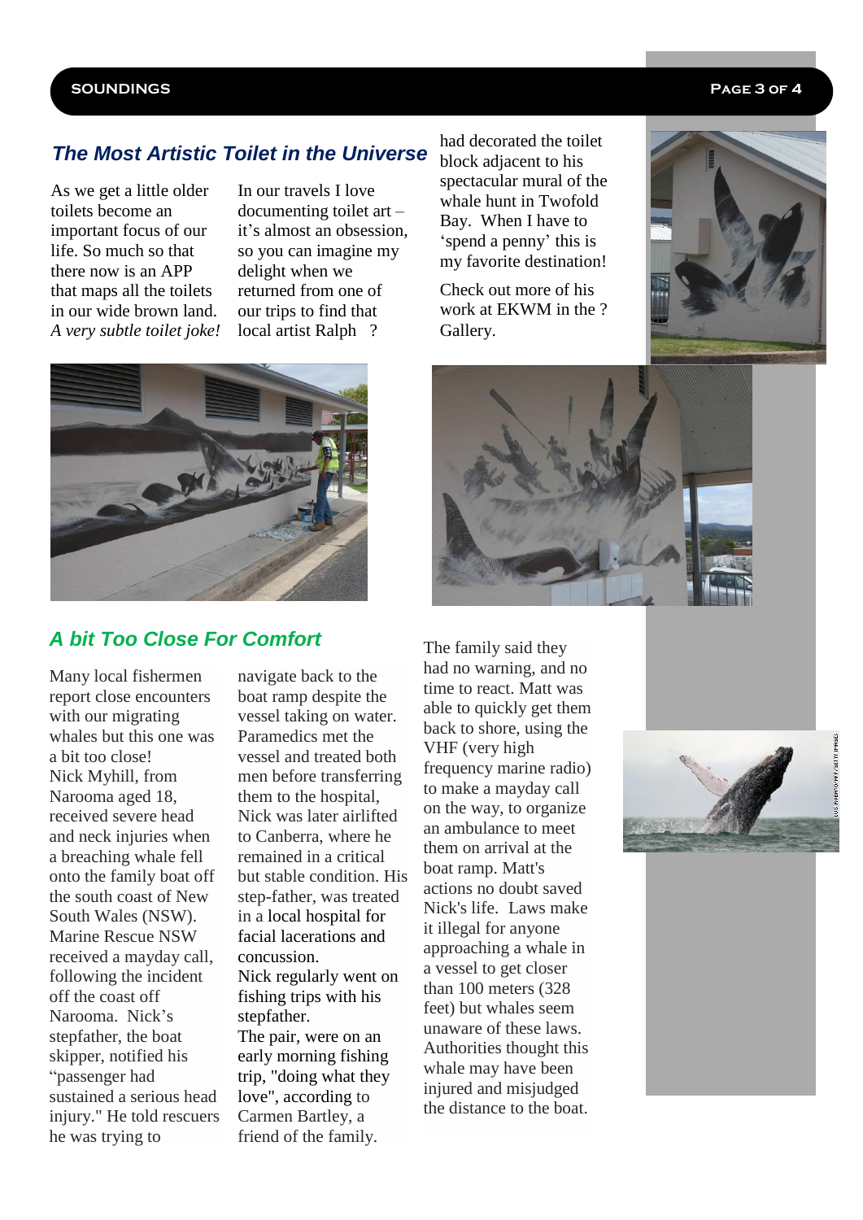## *The Most Artistic Toilet in the Universe*

As we get a little older toilets become an important focus of our life. So much so that there now is an APP that maps all the toilets in our wide brown land. *A very subtle toilet joke!*

In our travels I love documenting toilet art – it's almost an obsession, so you can imagine my delight when we returned from one of our trips to find that local artist Ralph ? had decorated the toilet block adjacent to his spectacular mural of the whale hunt in Twofold Bay. When I have to 'spend a penny' this is my favorite destination!

Check out more of his work at EKWM in the ? Gallery.

## *A bit Too Close For Comfort*

Many local fishermen report close encounters with our migrating whales but this one was a bit too close!
Nick Myhill, from Narooma aged 18, received severe head and neck injuries when a breaching whale fell onto the family boat off the south coast of New South Wales (NSW). Marine Rescue NSW received a mayday call, following the incident off the coast off Narooma. Nick's stepfather, the boat skipper, notified his "passenger had sustained a serious head injury." He told rescuers he was trying to navigate back to the boat ramp despite the vessel taking on water. Paramedics met the vessel and treated both men before transferring them to the hospital, Nick was later airlifted to Canberra, where he remained in a critical but stable condition. His step-father, was treated in a local hospital for facial lacerations and concussion.
Nick regularly went on fishing trips with his stepfather.
The pair, were on an early morning fishing trip, "doing what they love", according to Carmen Bartley, a friend of the family.

The family said they had no warning, and no time to react. Matt was able to quickly get them back to shore, using the VHF (very high frequency marine radio) to make a mayday call on the way, to organize an ambulance to meet them on arrival at the boat ramp. Matt's actions no doubt saved Nick's life. Laws make it illegal for anyone approaching a whale in a vessel to get closer than 100 meters (328 feet) but whales seem unaware of these laws. Authorities thought this whale may have been injured and misjudged the distance to the boat.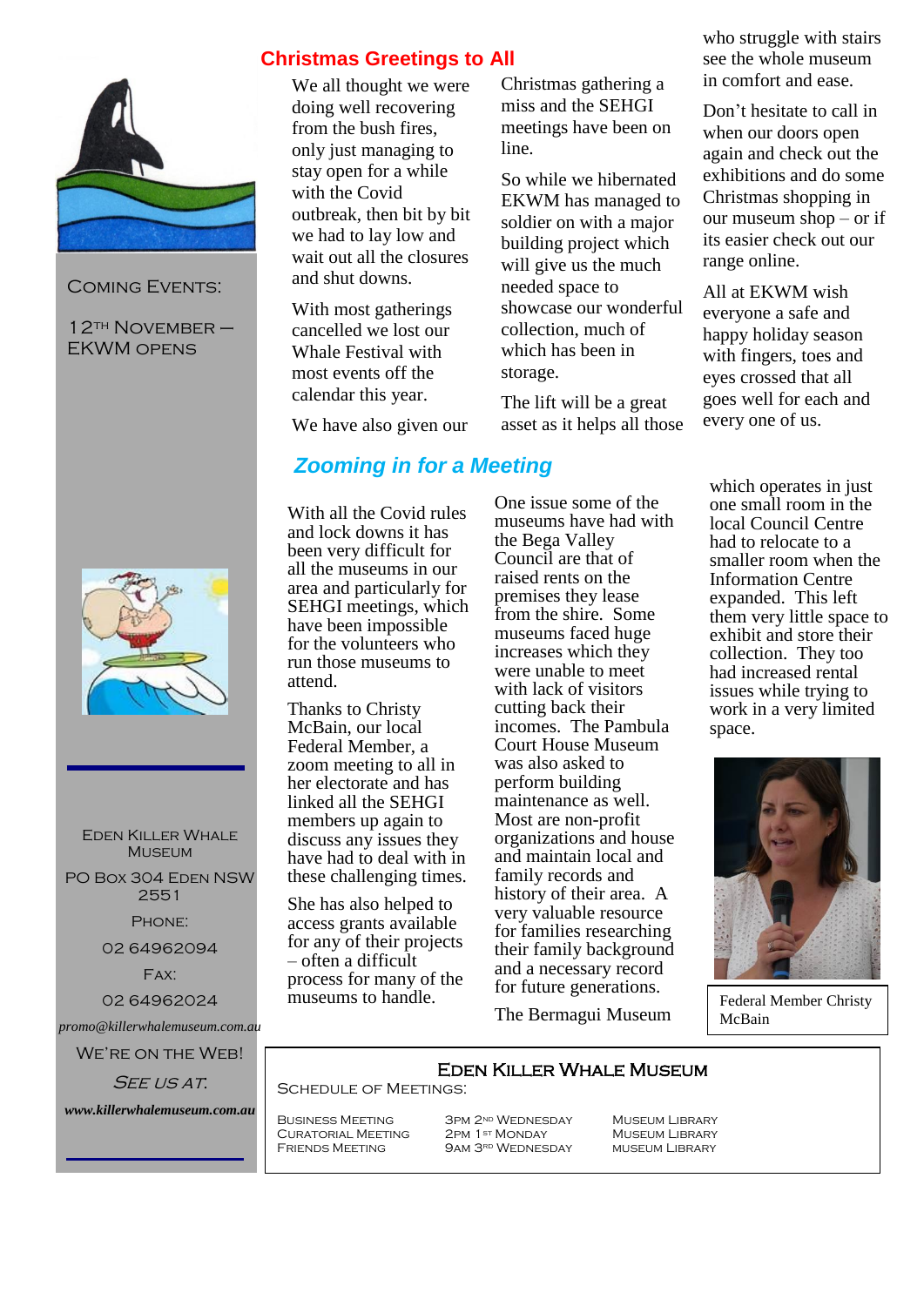## Christmas Greetings to All

We all thought we were doing well recovering from the bush fires, only just managing to stay open for a while with the Covid outbreak, then bit by bit we had to lay low and wait out all the closures and shut downs.

With most gatherings cancelled we lost our Whale Festival with most events off the calendar this year.

We have also given our Christmas gathering a miss and the SEHGI meetings have been on line.

So while we hibernated EKWM has managed to soldier on with a major building project which will give us the much needed space to showcase our wonderful collection, much of which has been in storage.

The lift will be a great asset as it helps all those who struggle with stairs see the whole museum in comfort and ease.

Don't hesitate to call in when our doors open again and check out the exhibitions and do some Christmas shopping in our museum shop – or if its easier check out our range online.

All at EKWM wish everyone a safe and happy holiday season with fingers, toes and eyes crossed that all goes well for each and every one of us.

## Zooming in for a Meeting

With all the Covid rules and lock downs it has been very difficult for all the museums in our area and particularly for SEHGI meetings, which have been impossible for the volunteers who run those museums to attend.

Thanks to Christy McBain, our local Federal Member, a zoom meeting to all in her electorate and has linked all the SEHGI members up again to discuss any issues they have had to deal with in these challenging times.

She has also helped to access grants available for any of their projects – often a difficult process for many of the museums to handle.

One issue some of the museums have had with the Bega Valley Council are that of raised rents on the premises they lease from the shire. Some museums faced huge increases which they were unable to meet with lack of visitors cutting back their incomes. The Pambula Court House Museum was also asked to perform building maintenance as well. Most are non-profit organizations and house and maintain local and family records and history of their area. A very valuable resource for families researching their family background and a necessary record for future generations.

The Bermagui Museum which operates in just one small room in the local Council Centre had to relocate to a smaller room when the Information Centre expanded. This left them very little space to exhibit and store their collection. They too had increased rental issues while trying to work in a very limited space.

Federal Member Christy McBain

COMING EVENTS:

12TH NOVEMBER – EKWM OPENS

EDEN KILLER WHALE MUSEUM

PO BOX 304 EDEN NSW 2551

PHONE:

02 64962094

FAX:

02 64962024

*promo@killerwhalemuseum.com.au*

WE'RE ON THE WEB!

*SEE US AT:*

***www.killerwhalemuseum.com.au***

### EDEN KILLER WHALE MUSEUM

SCHEDULE OF MEETINGS:

| | | |
|---|---|---|
| BUSINESS MEETING | 3PM 2ND WEDNESDAY | MUSEUM LIBRARY |
| CURATORIAL MEETING | 2PM 1ST MONDAY | MUSEUM LIBRARY |
| FRIENDS MEETING | 9AM 3RD WEDNESDAY | MUSEUM LIBRARY |